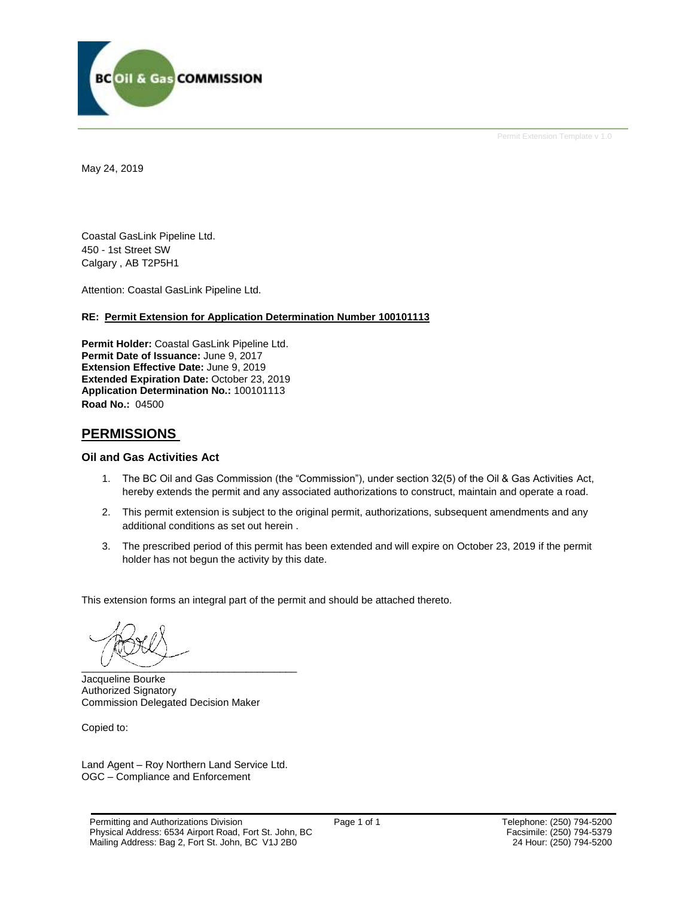Permit Extension Template v 1.0

May 24, 2019

Coastal GasLink Pipeline Ltd.
450 - 1st Street SW
Calgary , AB T2P5H1

Attention: Coastal GasLink Pipeline Ltd.

**RE: Permit Extension for Application Determination Number 100101113**

**Permit Holder:** Coastal GasLink Pipeline Ltd.
**Permit Date of Issuance:** June 9, 2017
**Extension Effective Date:** June 9, 2019
**Extended Expiration Date:** October 23, 2019
**Application Determination No.:** 100101113
**Road No.:** 04500

## PERMISSIONS

### Oil and Gas Activities Act

1. The BC Oil and Gas Commission (the "Commission"), under section 32(5) of the Oil & Gas Activities Act, hereby extends the permit and any associated authorizations to construct, maintain and operate a road.
2. This permit extension is subject to the original permit, authorizations, subsequent amendments and any additional conditions as set out herein .
3. The prescribed period of this permit has been extended and will expire on October 23, 2019 if the permit holder has not begun the activity by this date.

This extension forms an integral part of the permit and should be attached thereto.

\_\_\_\_\_\_\_\_\_\_\_\_\_\_\_\_\_\_\_\_\_\_\_\_\_\_\_\_\_\_\_\_\_\_\_\_
Jacqueline Bourke
Authorized Signatory
Commission Delegated Decision Maker

Copied to:

Land Agent – Roy Northern Land Service Ltd.
OGC – Compliance and Enforcement

Permitting and Authorizations Division
Physical Address: 6534 Airport Road, Fort St. John, BC
Mailing Address: Bag 2, Fort St. John, BC V1J 2B0

Telephone: (250) 794-5200
Facsimile: (250) 794-5379
24 Hour: (250) 794-5200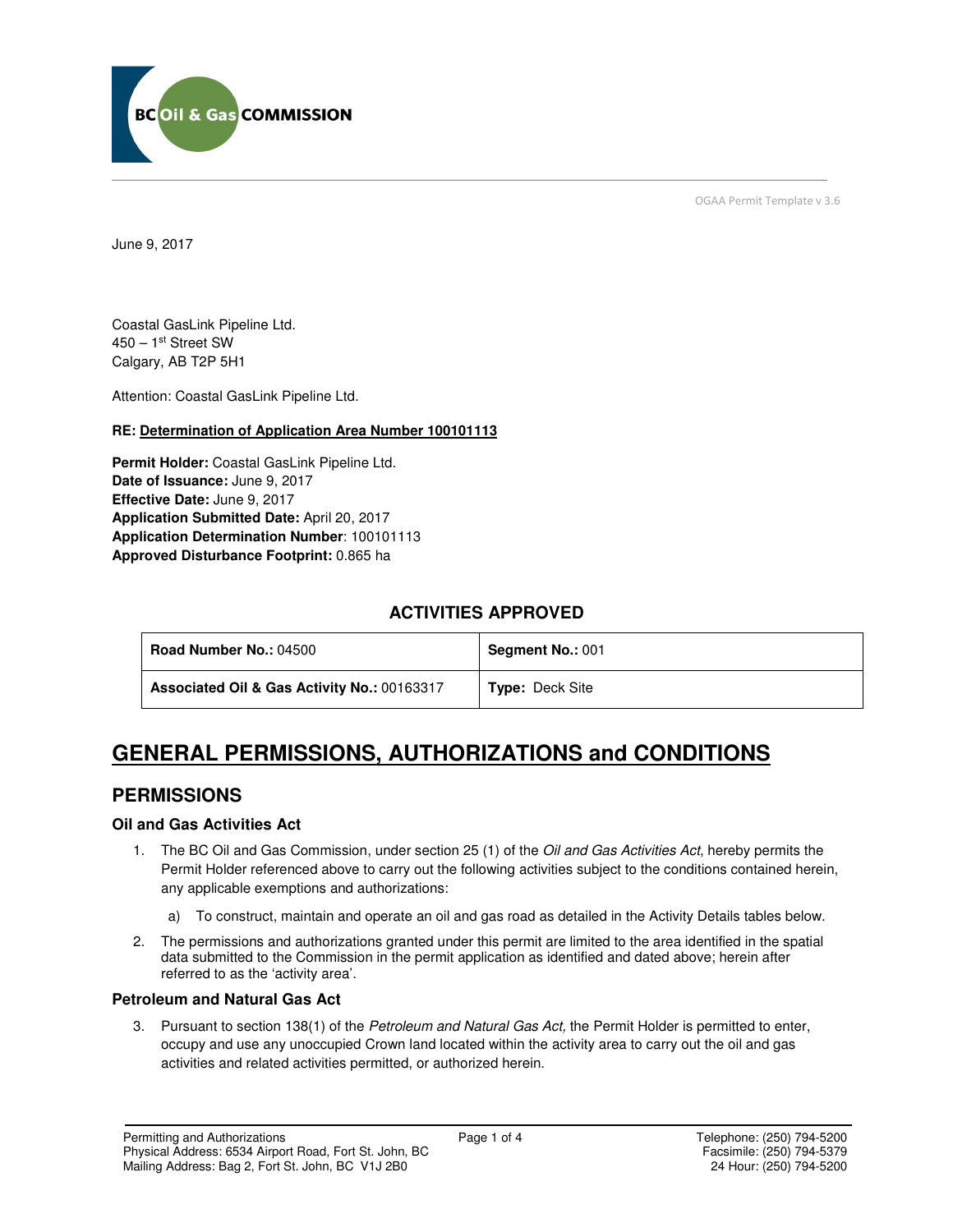OGAA Permit Template v 3.6

June 9, 2017

Coastal GasLink Pipeline Ltd.
450 – 1st Street SW
Calgary, AB T2P 5H1

Attention: Coastal GasLink Pipeline Ltd.

**RE: Determination of Application Area Number 100101113**

**Permit Holder:** Coastal GasLink Pipeline Ltd.
**Date of Issuance:** June 9, 2017
**Effective Date:** June 9, 2017
**Application Submitted Date:** April 20, 2017
**Application Determination Number**: 100101113
**Approved Disturbance Footprint:** 0.865 ha

## ACTIVITIES APPROVED

| **Road Number No.:** 04500 | **Segment No.:** 001 |
|---|---|
| **Associated Oil & Gas Activity No.:** 00163317 | **Type:** Deck Site |

# GENERAL PERMISSIONS, AUTHORIZATIONS and CONDITIONS

## PERMISSIONS

### Oil and Gas Activities Act

1. The BC Oil and Gas Commission, under section 25 (1) of the *Oil and Gas Activities Act*, hereby permits the Permit Holder referenced above to carry out the following activities subject to the conditions contained herein, any applicable exemptions and authorizations:

   a) To construct, maintain and operate an oil and gas road as detailed in the Activity Details tables below.

2. The permissions and authorizations granted under this permit are limited to the area identified in the spatial data submitted to the Commission in the permit application as identified and dated above; herein after referred to as the 'activity area'.

### Petroleum and Natural Gas Act

3. Pursuant to section 138(1) of the *Petroleum and Natural Gas Act,* the Permit Holder is permitted to enter, occupy and use any unoccupied Crown land located within the activity area to carry out the oil and gas activities and related activities permitted, or authorized herein.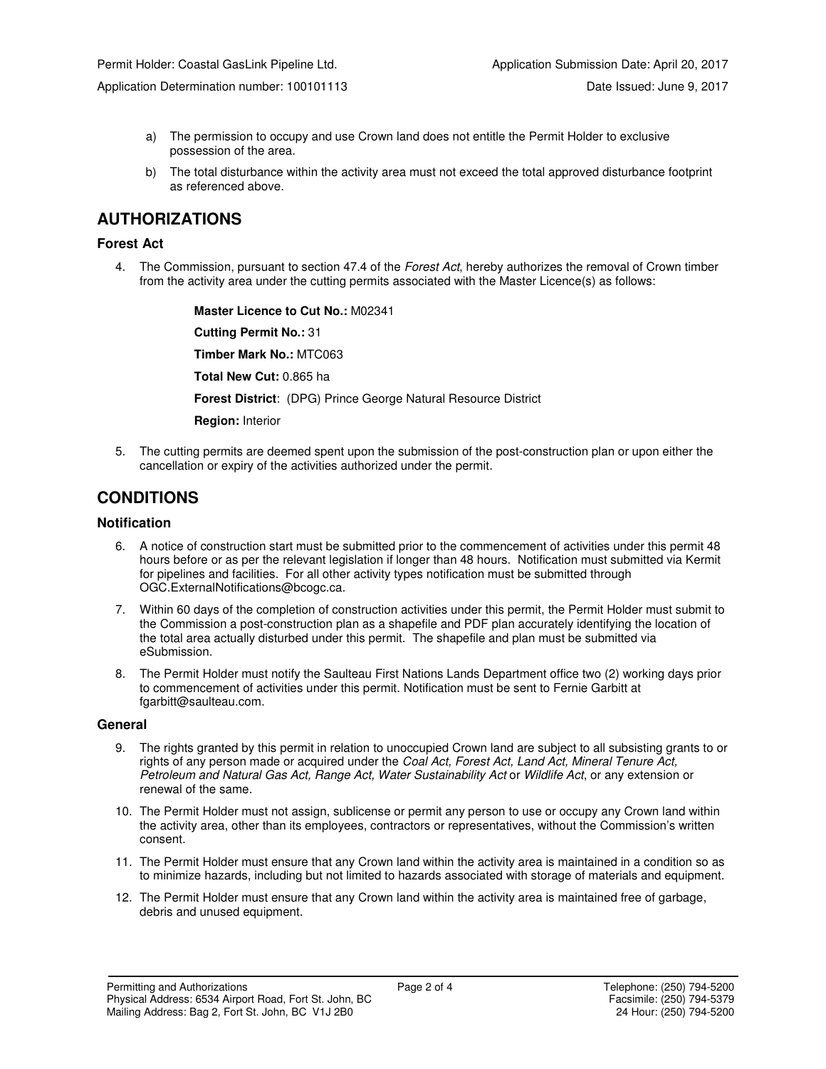a) The permission to occupy and use Crown land does not entitle the Permit Holder to exclusive possession of the area.

b) The total disturbance within the activity area must not exceed the total approved disturbance footprint as referenced above.

# AUTHORIZATIONS

### Forest Act

4. The Commission, pursuant to section 47.4 of the *Forest Act*, hereby authorizes the removal of Crown timber from the activity area under the cutting permits associated with the Master Licence(s) as follows:

   **Master Licence to Cut No.:** M02341

   **Cutting Permit No.:** 31

   **Timber Mark No.:** MTC063

   **Total New Cut:** 0.865 ha

   **Forest District**: (DPG) Prince George Natural Resource District

   **Region:** Interior

5. The cutting permits are deemed spent upon the submission of the post-construction plan or upon either the cancellation or expiry of the activities authorized under the permit.

# CONDITIONS

### Notification

6. A notice of construction start must be submitted prior to the commencement of activities under this permit 48 hours before or as per the relevant legislation if longer than 48 hours. Notification must submitted via Kermit for pipelines and facilities. For all other activity types notification must be submitted through OGC.ExternalNotifications@bcogc.ca.

7. Within 60 days of the completion of construction activities under this permit, the Permit Holder must submit to the Commission a post-construction plan as a shapefile and PDF plan accurately identifying the location of the total area actually disturbed under this permit. The shapefile and plan must be submitted via eSubmission.

8. The Permit Holder must notify the Saulteau First Nations Lands Department office two (2) working days prior to commencement of activities under this permit. Notification must be sent to Fernie Garbitt at fgarbitt@saulteau.com.

### General

9. The rights granted by this permit in relation to unoccupied Crown land are subject to all subsisting grants to or rights of any person made or acquired under the *Coal Act, Forest Act, Land Act, Mineral Tenure Act, Petroleum and Natural Gas Act, Range Act, Water Sustainability Act* or *Wildlife Act*, or any extension or renewal of the same.

10. The Permit Holder must not assign, sublicense or permit any person to use or occupy any Crown land within the activity area, other than its employees, contractors or representatives, without the Commission's written consent.

11. The Permit Holder must ensure that any Crown land within the activity area is maintained in a condition so as to minimize hazards, including but not limited to hazards associated with storage of materials and equipment.

12. The Permit Holder must ensure that any Crown land within the activity area is maintained free of garbage, debris and unused equipment.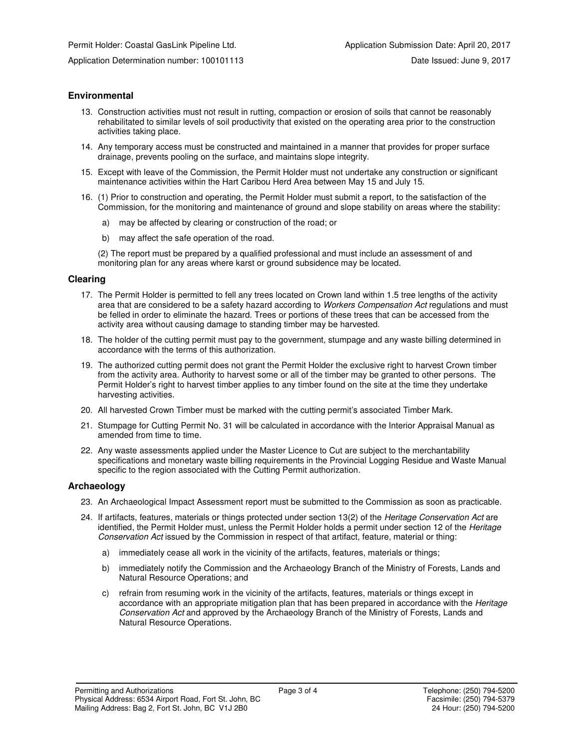## Environmental

13. Construction activities must not result in rutting, compaction or erosion of soils that cannot be reasonably rehabilitated to similar levels of soil productivity that existed on the operating area prior to the construction activities taking place.

14. Any temporary access must be constructed and maintained in a manner that provides for proper surface drainage, prevents pooling on the surface, and maintains slope integrity.

15. Except with leave of the Commission, the Permit Holder must not undertake any construction or significant maintenance activities within the Hart Caribou Herd Area between May 15 and July 15.

16. (1) Prior to construction and operating, the Permit Holder must submit a report, to the satisfaction of the Commission, for the monitoring and maintenance of ground and slope stability on areas where the stability:

    a) may be affected by clearing or construction of the road; or

    b) may affect the safe operation of the road.

    (2) The report must be prepared by a qualified professional and must include an assessment of and monitoring plan for any areas where karst or ground subsidence may be located.

## Clearing

17. The Permit Holder is permitted to fell any trees located on Crown land within 1.5 tree lengths of the activity area that are considered to be a safety hazard according to *Workers Compensation Act* regulations and must be felled in order to eliminate the hazard. Trees or portions of these trees that can be accessed from the activity area without causing damage to standing timber may be harvested.

18. The holder of the cutting permit must pay to the government, stumpage and any waste billing determined in accordance with the terms of this authorization.

19. The authorized cutting permit does not grant the Permit Holder the exclusive right to harvest Crown timber from the activity area. Authority to harvest some or all of the timber may be granted to other persons. The Permit Holder's right to harvest timber applies to any timber found on the site at the time they undertake harvesting activities.

20. All harvested Crown Timber must be marked with the cutting permit's associated Timber Mark.

21. Stumpage for Cutting Permit No. 31 will be calculated in accordance with the Interior Appraisal Manual as amended from time to time.

22. Any waste assessments applied under the Master Licence to Cut are subject to the merchantability specifications and monetary waste billing requirements in the Provincial Logging Residue and Waste Manual specific to the region associated with the Cutting Permit authorization.

## Archaeology

23. An Archaeological Impact Assessment report must be submitted to the Commission as soon as practicable.

24. If artifacts, features, materials or things protected under section 13(2) of the *Heritage Conservation Act* are identified, the Permit Holder must, unless the Permit Holder holds a permit under section 12 of the *Heritage Conservation Act* issued by the Commission in respect of that artifact, feature, material or thing:

    a) immediately cease all work in the vicinity of the artifacts, features, materials or things;

    b) immediately notify the Commission and the Archaeology Branch of the Ministry of Forests, Lands and Natural Resource Operations; and

    c) refrain from resuming work in the vicinity of the artifacts, features, materials or things except in accordance with an appropriate mitigation plan that has been prepared in accordance with the *Heritage Conservation Act* and approved by the Archaeology Branch of the Ministry of Forests, Lands and Natural Resource Operations.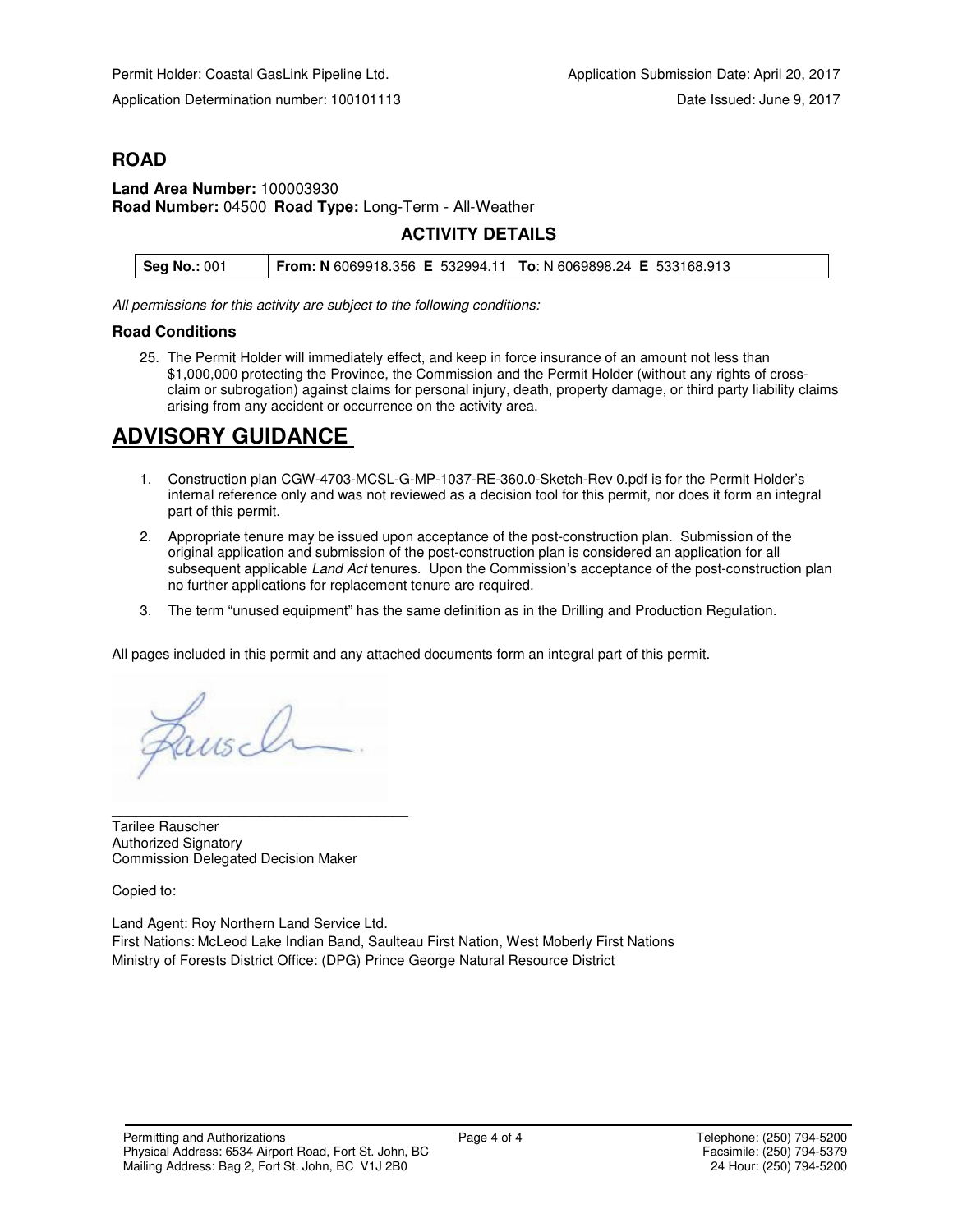Permit Holder: Coastal GasLink Pipeline Ltd.
Application Submission Date: April 20, 2017

Application Determination number: 100101113
Date Issued: June 9, 2017

## ROAD

**Land Area Number:** 100003930
**Road Number:** 04500 **Road Type:** Long-Term - All-Weather

### ACTIVITY DETAILS

| | |
|---|---|
| **Seg No.:** 001 | **From: N** 6069918.356 **E** 532994.11 **To**: N 6069898.24 **E** 533168.913 |

*All permissions for this activity are subject to the following conditions:*

**Road Conditions**

25. The Permit Holder will immediately effect, and keep in force insurance of an amount not less than $1,000,000 protecting the Province, the Commission and the Permit Holder (without any rights of cross-claim or subrogation) against claims for personal injury, death, property damage, or third party liability claims arising from any accident or occurrence on the activity area.

# ADVISORY GUIDANCE

1. Construction plan CGW-4703-MCSL-G-MP-1037-RE-360.0-Sketch-Rev 0.pdf is for the Permit Holder's internal reference only and was not reviewed as a decision tool for this permit, nor does it form an integral part of this permit.
2. Appropriate tenure may be issued upon acceptance of the post-construction plan. Submission of the original application and submission of the post-construction plan is considered an application for all subsequent applicable *Land Act* tenures. Upon the Commission's acceptance of the post-construction plan no further applications for replacement tenure are required.
3. The term "unused equipment" has the same definition as in the Drilling and Production Regulation.

All pages included in this permit and any attached documents form an integral part of this permit.

Tarilee Rauscher
Authorized Signatory
Commission Delegated Decision Maker

Copied to:

Land Agent: Roy Northern Land Service Ltd.
First Nations: McLeod Lake Indian Band, Saulteau First Nation, West Moberly First Nations
Ministry of Forests District Office: (DPG) Prince George Natural Resource District